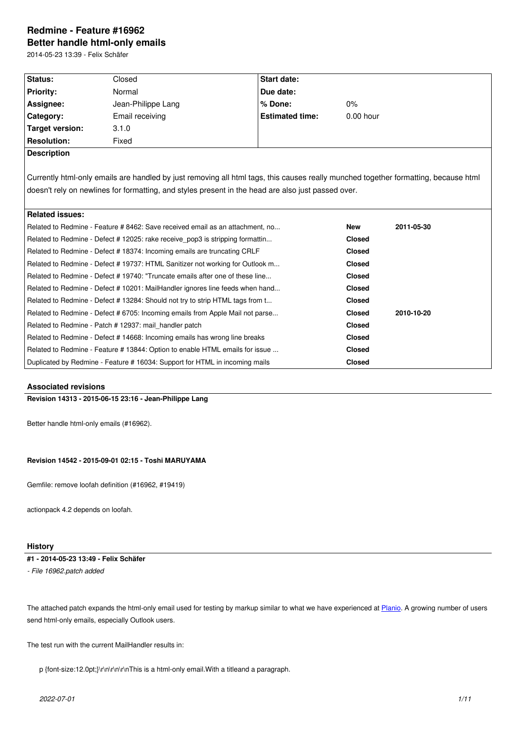# Redmine - Feature #16962
## Better handle html-only emails

2014-05-23 13:39 - Felix Schäfer

| Status: | Closed | Start date: | |
|---|---|---|---|
| Priority: | Normal | Due date: | |
| Assignee: | Jean-Philippe Lang | % Done: | 0% |
| Category: | Email receiving | Estimated time: | 0.00 hour |
| Target version: | 3.1.0 | | |
| Resolution: | Fixed | | |

**Description**

Currently html-only emails are handled by just removing all html tags, this causes really munched together formatting, because html doesn't rely on newlines for formatting, and styles present in the head are also just passed over.

**Related issues:**

| | | |
|---|---|---|
| Related to Redmine - Feature # 8462: Save received email as an attachment, no... | New | 2011-05-30 |
| Related to Redmine - Defect # 12025: rake receive_pop3 is stripping formattin... | Closed | |
| Related to Redmine - Defect # 18374: Incoming emails are truncating CRLF | Closed | |
| Related to Redmine - Defect # 19737: HTML Sanitizer not working for Outlook m... | Closed | |
| Related to Redmine - Defect # 19740: "Truncate emails after one of these line... | Closed | |
| Related to Redmine - Defect # 10201: MailHandler ignores line feeds when hand... | Closed | |
| Related to Redmine - Defect # 13284: Should not try to strip HTML tags from t... | Closed | |
| Related to Redmine - Defect # 6705: Incoming emails from Apple Mail not parse... | Closed | 2010-10-20 |
| Related to Redmine - Patch # 12937: mail_handler patch | Closed | |
| Related to Redmine - Defect # 14668: Incoming emails has wrong line breaks | Closed | |
| Related to Redmine - Feature # 13844: Option to enable HTML emails for issue ... | Closed | |
| Duplicated by Redmine - Feature # 16034: Support for HTML in incoming mails | Closed | |

### Associated revisions

**Revision 14313 - 2015-06-15 23:16 - Jean-Philippe Lang**

Better handle html-only emails (#16962).

**Revision 14542 - 2015-09-01 02:15 - Toshi MARUYAMA**

Gemfile: remove loofah definition (#16962, #19419)

actionpack 4.2 depends on loofah.

### History

**#1 - 2014-05-23 13:49 - Felix Schäfer**

*- File 16962.patch added*

The attached patch expands the html-only email used for testing by markup similar to what we have experienced at Planio. A growing number of users send html-only emails, especially Outlook users.

The test run with the current MailHandler results in:

```
p {font-size:12.0pt;}\r\n\r\n\r\nThis is a html-only email.With a titleand a paragraph.
```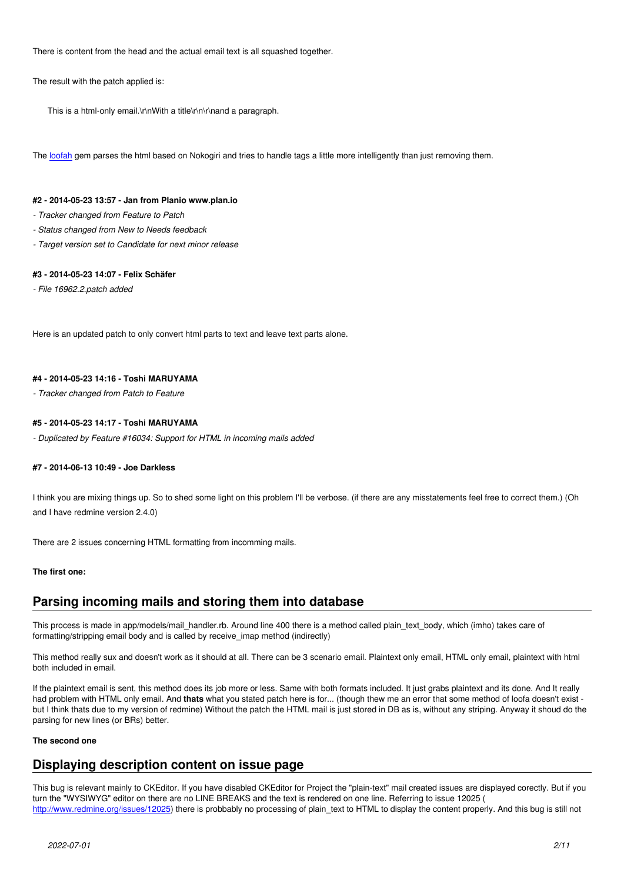There is content from the head and the actual email text is all squashed together.

The result with the patch applied is:

```
This is a html-only email.\r\nWith a title\r\n\r\nand a paragraph.
```

The loofah gem parses the html based on Nokogiri and tries to handle tags a little more intelligently than just removing them.

**#2 - 2014-05-23 13:57 - Jan from Planio www.plan.io**

- *Tracker changed from Feature to Patch*
- *Status changed from New to Needs feedback*
- *Target version set to Candidate for next minor release*

**#3 - 2014-05-23 14:07 - Felix Schäfer**

- *File 16962.2.patch added*

Here is an updated patch to only convert html parts to text and leave text parts alone.

**#4 - 2014-05-23 14:16 - Toshi MARUYAMA**

- *Tracker changed from Patch to Feature*

**#5 - 2014-05-23 14:17 - Toshi MARUYAMA**

- *Duplicated by Feature #16034: Support for HTML in incoming mails added*

**#7 - 2014-06-13 10:49 - Joe Darkless**

I think you are mixing things up. So to shed some light on this problem I'll be verbose. (if there are any misstatements feel free to correct them.) (Oh and I have redmine version 2.4.0)

There are 2 issues concerning HTML formatting from incomming mails.

**The first one:**

## Parsing incoming mails and storing them into database

This process is made in app/models/mail_handler.rb. Around line 400 there is a method called plain_text_body, which (imho) takes care of formatting/stripping email body and is called by receive_imap method (indirectly)

This method really sux and doesn't work as it should at all. There can be 3 scenario email. Plaintext only email, HTML only email, plaintext with html both included in email.

If the plaintext email is sent, this method does its job more or less. Same with both formats included. It just grabs plaintext and its done. And It really had problem with HTML only email. And **thats** what you stated patch here is for... (though thew me an error that some method of loofa doesn't exist - but I think thats due to my version of redmine) Without the patch the HTML mail is just stored in DB as is, without any striping. Anyway it shoud do the parsing for new lines (or BRs) better.

**The second one**

## Displaying description content on issue page

This bug is relevant mainly to CKEditor. If you have disabled CKEditor for Project the "plain-text" mail created issues are displayed corectly. But if you turn the "WYSIWYG" editor on there are no LINE BREAKS and the text is rendered on one line. Referring to issue 12025 ( http://www.redmine.org/issues/12025) there is probbably no processing of plain_text to HTML to display the content properly. And this bug is still not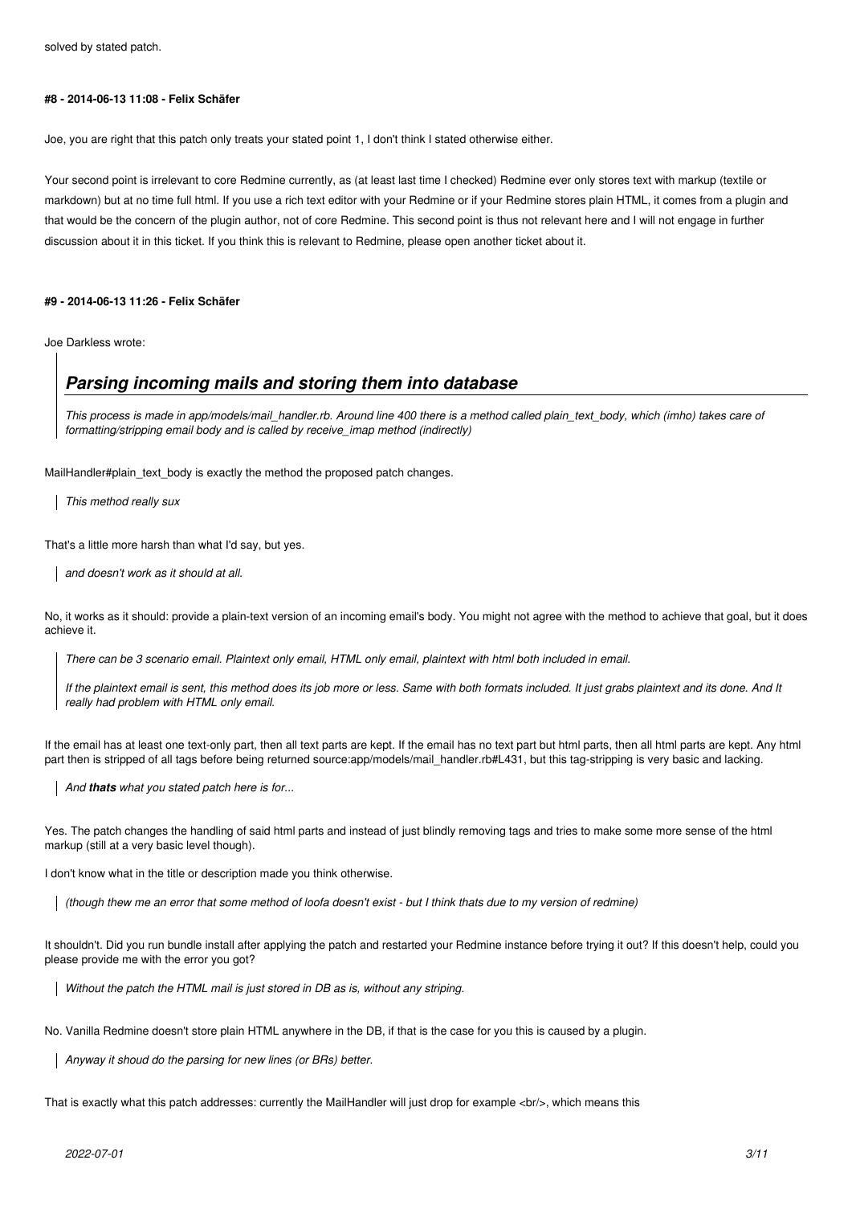solved by stated patch.

#### #8 - 2014-06-13 11:08 - Felix Schäfer

Joe, you are right that this patch only treats your stated point 1, I don't think I stated otherwise either.

Your second point is irrelevant to core Redmine currently, as (at least last time I checked) Redmine ever only stores text with markup (textile or markdown) but at no time full html. If you use a rich text editor with your Redmine or if your Redmine stores plain HTML, it comes from a plugin and that would be the concern of the plugin author, not of core Redmine. This second point is thus not relevant here and I will not engage in further discussion about it in this ticket. If you think this is relevant to Redmine, please open another ticket about it.

#### #9 - 2014-06-13 11:26 - Felix Schäfer

Joe Darkless wrote:

> ## *Parsing incoming mails and storing them into database*
>
> *This process is made in app/models/mail_handler.rb. Around line 400 there is a method called plain_text_body, which (imho) takes care of formatting/stripping email body and is called by receive_imap method (indirectly)*

MailHandler#plain_text_body is exactly the method the proposed patch changes.

> *This method really sux*

That's a little more harsh than what I'd say, but yes.

> *and doesn't work as it should at all.*

No, it works as it should: provide a plain-text version of an incoming email's body. You might not agree with the method to achieve that goal, but it does achieve it.

> *There can be 3 scenario email. Plaintext only email, HTML only email, plaintext with html both included in email.*
>
> *If the plaintext email is sent, this method does its job more or less. Same with both formats included. It just grabs plaintext and its done. And It really had problem with HTML only email.*

If the email has at least one text-only part, then all text parts are kept. If the email has no text part but html parts, then all html parts are kept. Any html part then is stripped of all tags before being returned source:app/models/mail_handler.rb#L431, but this tag-stripping is very basic and lacking.

> *And **thats** what you stated patch here is for...*

Yes. The patch changes the handling of said html parts and instead of just blindly removing tags and tries to make some more sense of the html markup (still at a very basic level though).

I don't know what in the title or description made you think otherwise.

> *(though thew me an error that some method of loofa doesn't exist - but I think thats due to my version of redmine)*

It shouldn't. Did you run bundle install after applying the patch and restarted your Redmine instance before trying it out? If this doesn't help, could you please provide me with the error you got?

> *Without the patch the HTML mail is just stored in DB as is, without any striping.*

No. Vanilla Redmine doesn't store plain HTML anywhere in the DB, if that is the case for you this is caused by a plugin.

> *Anyway it shoud do the parsing for new lines (or BRs) better.*

That is exactly what this patch addresses: currently the MailHandler will just drop for example <br/>, which means this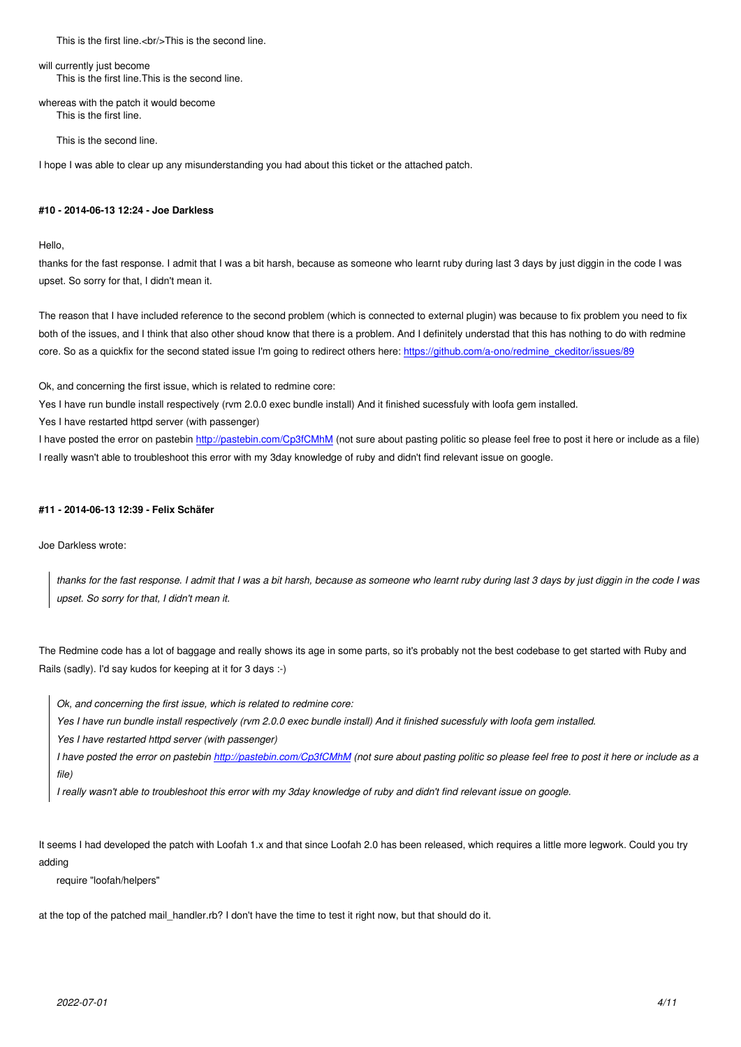```
This is the first line.<br/>This is the second line.
```

will currently just become

```
This is the first line.This is the second line.
```

whereas with the patch it would become

```
This is the first line.

This is the second line.
```

I hope I was able to clear up any misunderstanding you had about this ticket or the attached patch.

#### #10 - 2014-06-13 12:24 - Joe Darkless

Hello,

thanks for the fast response. I admit that I was a bit harsh, because as someone who learnt ruby during last 3 days by just diggin in the code I was upset. So sorry for that, I didn't mean it.

The reason that I have included reference to the second problem (which is connected to external plugin) was because to fix problem you need to fix both of the issues, and I think that also other shoud know that there is a problem. And I definitely understad that this has nothing to do with redmine core. So as a quickfix for the second stated issue I'm going to redirect others here: [https://github.com/a-ono/redmine_ckeditor/issues/89](https://github.com/a-ono/redmine_ckeditor/issues/89)

Ok, and concerning the first issue, which is related to redmine core:

Yes I have run bundle install respectively (rvm 2.0.0 exec bundle install) And it finished sucessfuly with loofa gem installed.

Yes I have restarted httpd server (with passenger)

I have posted the error on pastebin [http://pastebin.com/Cp3fCMhM](http://pastebin.com/Cp3fCMhM) (not sure about pasting politic so please feel free to post it here or include as a file)

I really wasn't able to troubleshoot this error with my 3day knowledge of ruby and didn't find relevant issue on google.

#### #11 - 2014-06-13 12:39 - Felix Schäfer

Joe Darkless wrote:

> *thanks for the fast response. I admit that I was a bit harsh, because as someone who learnt ruby during last 3 days by just diggin in the code I was upset. So sorry for that, I didn't mean it.*

The Redmine code has a lot of baggage and really shows its age in some parts, so it's probably not the best codebase to get started with Ruby and Rails (sadly). I'd say kudos for keeping at it for 3 days :-)

> *Ok, and concerning the first issue, which is related to redmine core:*
>
> *Yes I have run bundle install respectively (rvm 2.0.0 exec bundle install) And it finished sucessfuly with loofa gem installed.*
>
> *Yes I have restarted httpd server (with passenger)*
>
> *I have posted the error on pastebin [http://pastebin.com/Cp3fCMhM](http://pastebin.com/Cp3fCMhM) (not sure about pasting politic so please feel free to post it here or include as a file)*
>
> *I really wasn't able to troubleshoot this error with my 3day knowledge of ruby and didn't find relevant issue on google.*

It seems I had developed the patch with Loofah 1.x and that since Loofah 2.0 has been released, which requires a little more legwork. Could you try adding

```
require "loofah/helpers"
```

at the top of the patched mail_handler.rb? I don't have the time to test it right now, but that should do it.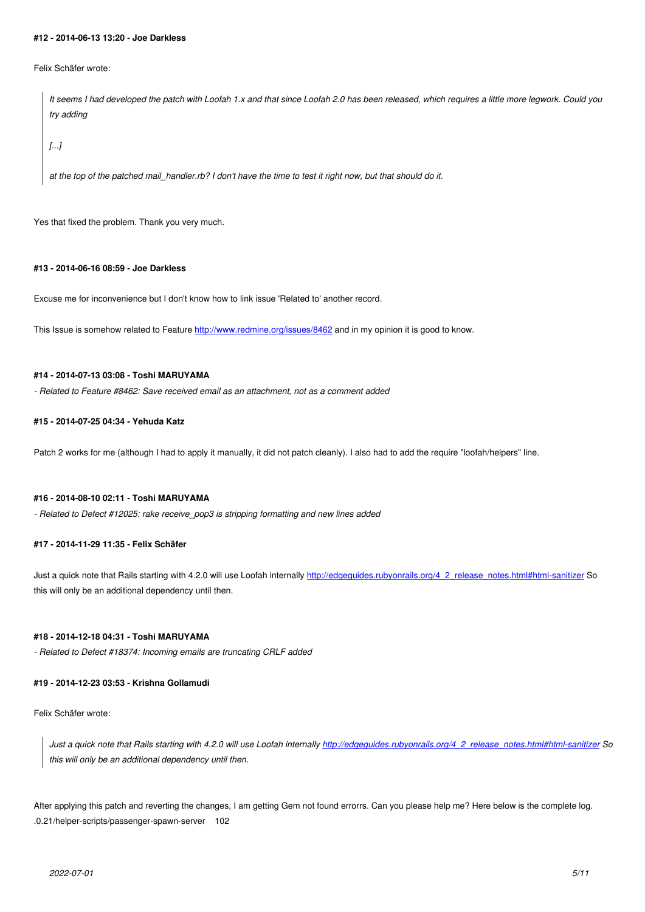#### #12 - 2014-06-13 13:20 - Joe Darkless

Felix Schäfer wrote:

> *It seems I had developed the patch with Loofah 1.x and that since Loofah 2.0 has been released, which requires a little more legwork. Could you try adding*
>
> *[...]*
>
> *at the top of the patched mail_handler.rb? I don't have the time to test it right now, but that should do it.*

Yes that fixed the problem. Thank you very much.

#### #13 - 2014-06-16 08:59 - Joe Darkless

Excuse me for inconvenience but I don't know how to link issue 'Related to' another record.

This Issue is somehow related to Feature http://www.redmine.org/issues/8462 and in my opinion it is good to know.

#### #14 - 2014-07-13 03:08 - Toshi MARUYAMA

*- Related to Feature #8462: Save received email as an attachment, not as a comment added*

#### #15 - 2014-07-25 04:34 - Yehuda Katz

Patch 2 works for me (although I had to apply it manually, it did not patch cleanly). I also had to add the require "loofah/helpers" line.

#### #16 - 2014-08-10 02:11 - Toshi MARUYAMA

*- Related to Defect #12025: rake receive_pop3 is stripping formatting and new lines added*

#### #17 - 2014-11-29 11:35 - Felix Schäfer

Just a quick note that Rails starting with 4.2.0 will use Loofah internally http://edgeguides.rubyonrails.org/4_2_release_notes.html#html-sanitizer So this will only be an additional dependency until then.

#### #18 - 2014-12-18 04:31 - Toshi MARUYAMA

*- Related to Defect #18374: Incoming emails are truncating CRLF added*

#### #19 - 2014-12-23 03:53 - Krishna Gollamudi

Felix Schäfer wrote:

> *Just a quick note that Rails starting with 4.2.0 will use Loofah internally http://edgeguides.rubyonrails.org/4_2_release_notes.html#html-sanitizer So this will only be an additional dependency until then.*

After applying this patch and reverting the changes, I am getting Gem not found errorrs. Can you please help me? Here below is the complete log.
.0.21/helper-scripts/passenger-spawn-server 102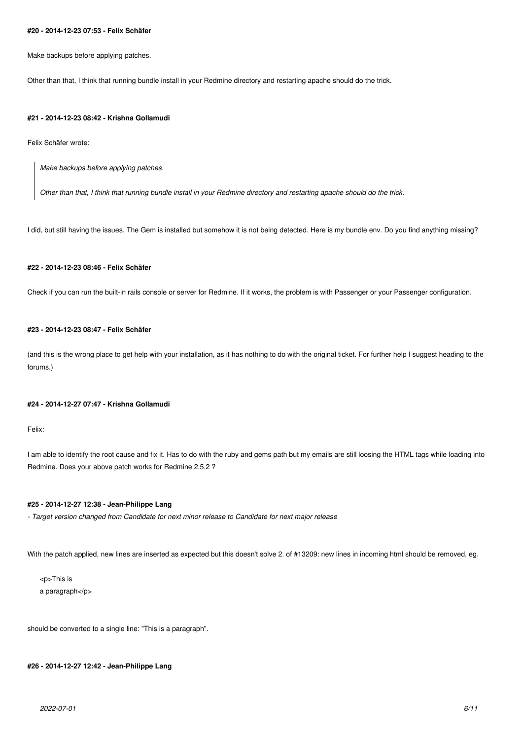#### #20 - 2014-12-23 07:53 - Felix Schäfer

Make backups before applying patches.

Other than that, I think that running bundle install in your Redmine directory and restarting apache should do the trick.

#### #21 - 2014-12-23 08:42 - Krishna Gollamudi

Felix Schäfer wrote:

> *Make backups before applying patches.*
>
> *Other than that, I think that running bundle install in your Redmine directory and restarting apache should do the trick.*

I did, but still having the issues. The Gem is installed but somehow it is not being detected. Here is my bundle env. Do you find anything missing?

#### #22 - 2014-12-23 08:46 - Felix Schäfer

Check if you can run the built-in rails console or server for Redmine. If it works, the problem is with Passenger or your Passenger configuration.

#### #23 - 2014-12-23 08:47 - Felix Schäfer

(and this is the wrong place to get help with your installation, as it has nothing to do with the original ticket. For further help I suggest heading to the forums.)

#### #24 - 2014-12-27 07:47 - Krishna Gollamudi

Felix:

I am able to identify the root cause and fix it. Has to do with the ruby and gems path but my emails are still loosing the HTML tags while loading into Redmine. Does your above patch works for Redmine 2.5.2 ?

#### #25 - 2014-12-27 12:38 - Jean-Philippe Lang

*- Target version changed from Candidate for next minor release to Candidate for next major release*

With the patch applied, new lines are inserted as expected but this doesn't solve 2. of #13209: new lines in incoming html should be removed, eg.

```
<p>This is
a paragraph</p>
```

should be converted to a single line: "This is a paragraph".

#### #26 - 2014-12-27 12:42 - Jean-Philippe Lang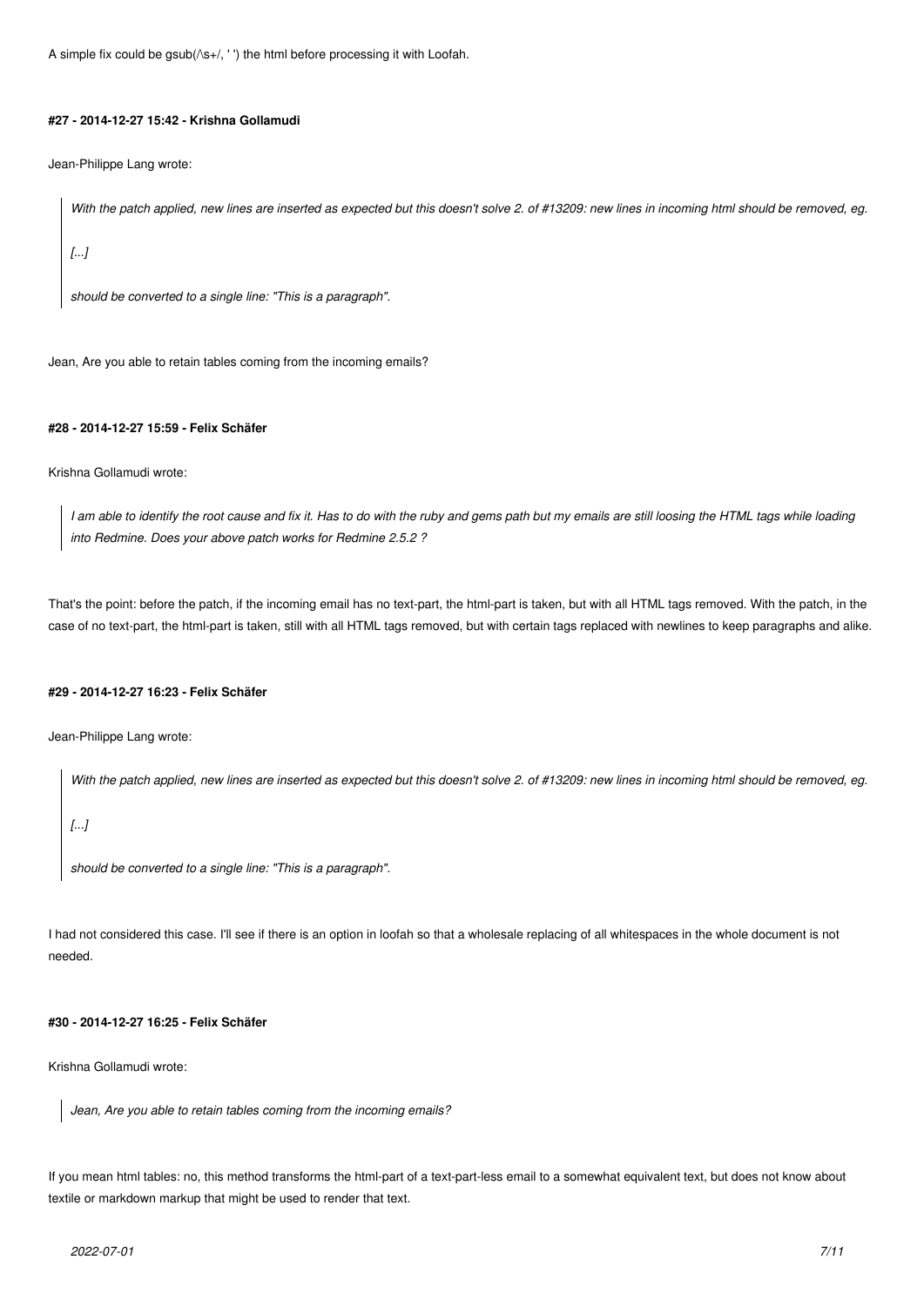A simple fix could be gsub(/\s+/, ' ') the html before processing it with Loofah.

#### #27 - 2014-12-27 15:42 - Krishna Gollamudi

Jean-Philippe Lang wrote:

> *With the patch applied, new lines are inserted as expected but this doesn't solve 2. of #13209: new lines in incoming html should be removed, eg.*
>
> *[...]*
>
> *should be converted to a single line: "This is a paragraph".*

Jean, Are you able to retain tables coming from the incoming emails?

#### #28 - 2014-12-27 15:59 - Felix Schäfer

Krishna Gollamudi wrote:

> *I am able to identify the root cause and fix it. Has to do with the ruby and gems path but my emails are still loosing the HTML tags while loading into Redmine. Does your above patch works for Redmine 2.5.2 ?*

That's the point: before the patch, if the incoming email has no text-part, the html-part is taken, but with all HTML tags removed. With the patch, in the case of no text-part, the html-part is taken, still with all HTML tags removed, but with certain tags replaced with newlines to keep paragraphs and alike.

#### #29 - 2014-12-27 16:23 - Felix Schäfer

Jean-Philippe Lang wrote:

> *With the patch applied, new lines are inserted as expected but this doesn't solve 2. of #13209: new lines in incoming html should be removed, eg.*
>
> *[...]*
>
> *should be converted to a single line: "This is a paragraph".*

I had not considered this case. I'll see if there is an option in loofah so that a wholesale replacing of all whitespaces in the whole document is not needed.

#### #30 - 2014-12-27 16:25 - Felix Schäfer

Krishna Gollamudi wrote:

> *Jean, Are you able to retain tables coming from the incoming emails?*

If you mean html tables: no, this method transforms the html-part of a text-part-less email to a somewhat equivalent text, but does not know about textile or markdown markup that might be used to render that text.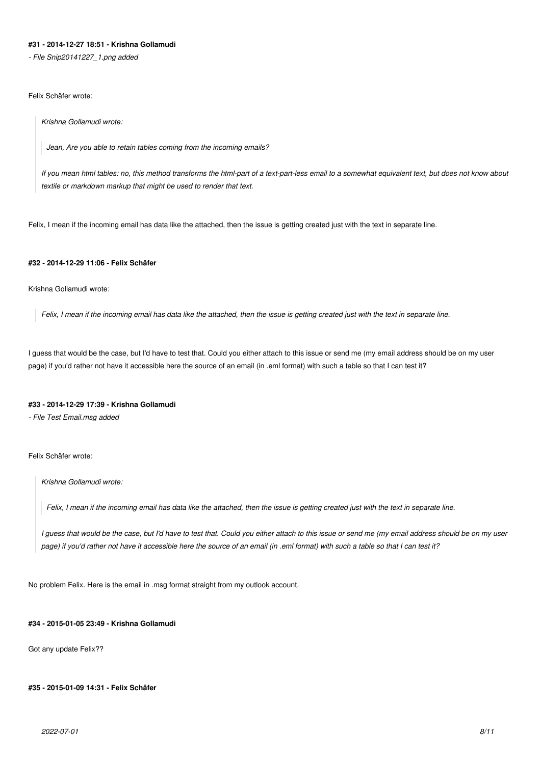#### #31 - 2014-12-27 18:51 - Krishna Gollamudi

*- File Snip20141227_1.png added*

Felix Schäfer wrote:

> *Krishna Gollamudi wrote:*
>
> > *Jean, Are you able to retain tables coming from the incoming emails?*
>
> *If you mean html tables: no, this method transforms the html-part of a text-part-less email to a somewhat equivalent text, but does not know about textile or markdown markup that might be used to render that text.*

Felix, I mean if the incoming email has data like the attached, then the issue is getting created just with the text in separate line.

#### #32 - 2014-12-29 11:06 - Felix Schäfer

Krishna Gollamudi wrote:

> *Felix, I mean if the incoming email has data like the attached, then the issue is getting created just with the text in separate line.*

I guess that would be the case, but I'd have to test that. Could you either attach to this issue or send me (my email address should be on my user page) if you'd rather not have it accessible here the source of an email (in .eml format) with such a table so that I can test it?

#### #33 - 2014-12-29 17:39 - Krishna Gollamudi

*- File Test Email.msg added*

Felix Schäfer wrote:

> *Krishna Gollamudi wrote:*
>
> > *Felix, I mean if the incoming email has data like the attached, then the issue is getting created just with the text in separate line.*
>
> *I guess that would be the case, but I'd have to test that. Could you either attach to this issue or send me (my email address should be on my user page) if you'd rather not have it accessible here the source of an email (in .eml format) with such a table so that I can test it?*

No problem Felix. Here is the email in .msg format straight from my outlook account.

#### #34 - 2015-01-05 23:49 - Krishna Gollamudi

Got any update Felix??

#### #35 - 2015-01-09 14:31 - Felix Schäfer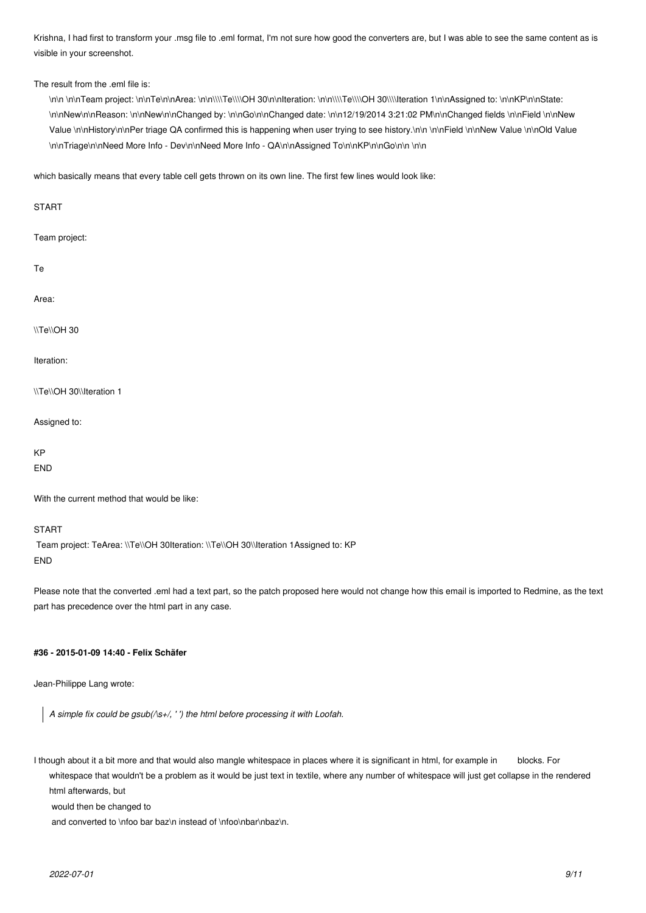Krishna, I had first to transform your .msg file to .eml format, I'm not sure how good the converters are, but I was able to see the same content as is visible in your screenshot.

The result from the .eml file is:

> \n\n \n\nTeam project: \n\nTe\n\nArea: \n\n\\\\Te\\\\OH 30\n\nIteration: \n\n\\\\Te\\\\OH 30\\\\Iteration 1\n\nAssigned to: \n\nKP\n\nState: \n\nNew\n\nReason: \n\nNew\n\nChanged by: \n\nGo\n\nChanged date: \n\n12/19/2014 3:21:02 PM\n\nChanged fields \n\nField \n\nNew Value \n\nHistory\n\nPer triage QA confirmed this is happening when user trying to see history.\n\n \n\nField \n\nNew Value \n\nOld Value \n\nTriage\n\nNeed More Info - Dev\n\nNeed More Info - QA\n\nAssigned To\n\nKP\n\nGo\n\n \n\n

which basically means that every table cell gets thrown on its own line. The first few lines would look like:

START

Team project:

Te

Area:

\\Te\\OH 30

Iteration:

\\Te\\OH 30\\Iteration 1

Assigned to:

KP
END

With the current method that would be like:

START
 Team project: TeArea: \\Te\\OH 30Iteration: \\Te\\OH 30\\Iteration 1Assigned to: KP
END

Please note that the converted .eml had a text part, so the patch proposed here would not change how this email is imported to Redmine, as the text part has precedence over the html part in any case.

#### #36 - 2015-01-09 14:40 - Felix Schäfer

Jean-Philippe Lang wrote:

> *A simple fix could be gsub(/\s+/, ' ') the html before processing it with Loofah.*

I though about it a bit more and that would also mangle whitespace in places where it is significant in html, for example in blocks. For whitespace that wouldn't be a problem as it would be just text in textile, where any number of whitespace will just get collapse in the rendered html afterwards, but

would then be changed to

and converted to \nfoo bar baz\n instead of \nfoo\nbar\nbaz\n.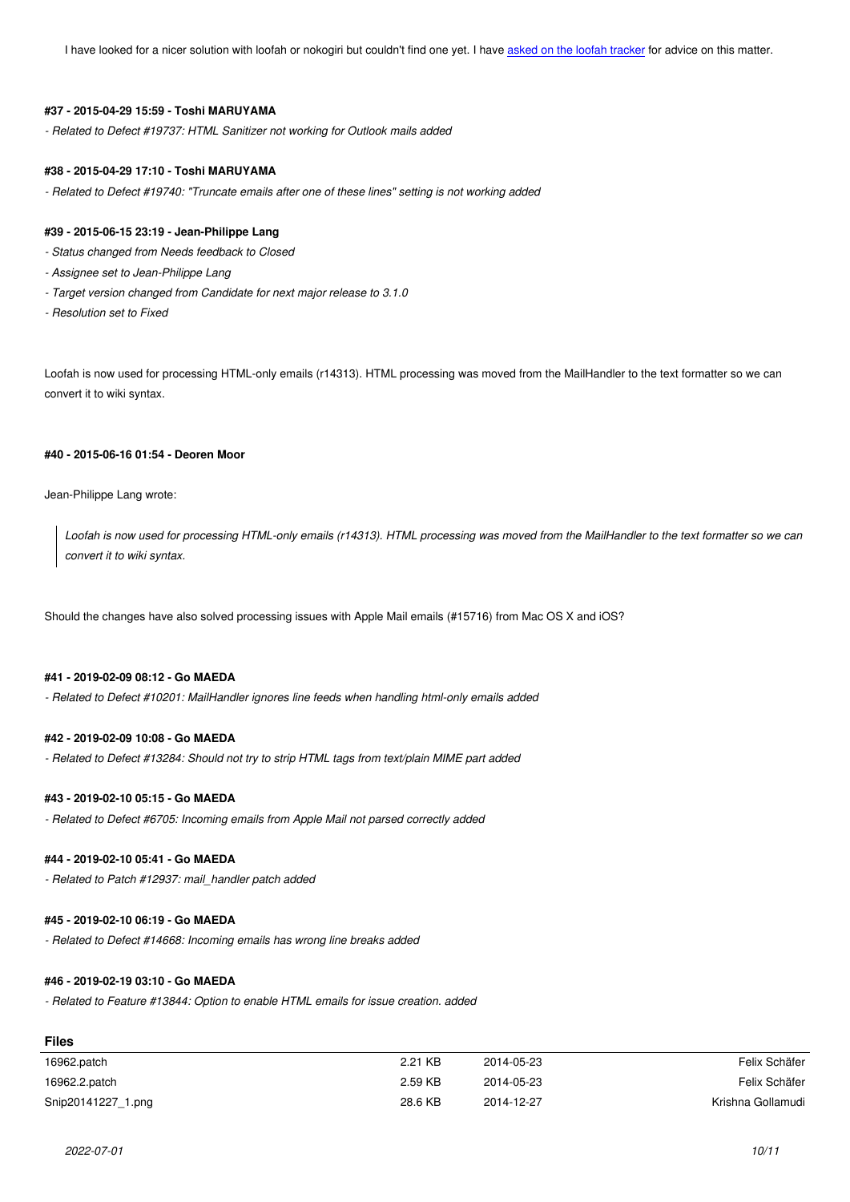I have looked for a nicer solution with loofah or nokogiri but couldn't find one yet. I have asked on the loofah tracker for advice on this matter.

#### #37 - 2015-04-29 15:59 - Toshi MARUYAMA

*- Related to Defect #19737: HTML Sanitizer not working for Outlook mails added*

#### #38 - 2015-04-29 17:10 - Toshi MARUYAMA

*- Related to Defect #19740: "Truncate emails after one of these lines" setting is not working added*

#### #39 - 2015-06-15 23:19 - Jean-Philippe Lang

*- Status changed from Needs feedback to Closed*

*- Assignee set to Jean-Philippe Lang*

*- Target version changed from Candidate for next major release to 3.1.0*

*- Resolution set to Fixed*

Loofah is now used for processing HTML-only emails (r14313). HTML processing was moved from the MailHandler to the text formatter so we can convert it to wiki syntax.

#### #40 - 2015-06-16 01:54 - Deoren Moor

Jean-Philippe Lang wrote:

> *Loofah is now used for processing HTML-only emails (r14313). HTML processing was moved from the MailHandler to the text formatter so we can convert it to wiki syntax.*

Should the changes have also solved processing issues with Apple Mail emails (#15716) from Mac OS X and iOS?

#### #41 - 2019-02-09 08:12 - Go MAEDA

*- Related to Defect #10201: MailHandler ignores line feeds when handling html-only emails added*

#### #42 - 2019-02-09 10:08 - Go MAEDA

*- Related to Defect #13284: Should not try to strip HTML tags from text/plain MIME part added*

#### #43 - 2019-02-10 05:15 - Go MAEDA

*- Related to Defect #6705: Incoming emails from Apple Mail not parsed correctly added*

#### #44 - 2019-02-10 05:41 - Go MAEDA

*- Related to Patch #12937: mail_handler patch added*

#### #45 - 2019-02-10 06:19 - Go MAEDA

*- Related to Defect #14668: Incoming emails has wrong line breaks added*

#### #46 - 2019-02-19 03:10 - Go MAEDA

*- Related to Feature #13844: Option to enable HTML emails for issue creation. added*

### Files

| | | | |
|---|---|---|---|
| 16962.patch | 2.21 KB | 2014-05-23 | Felix Schäfer |
| 16962.2.patch | 2.59 KB | 2014-05-23 | Felix Schäfer |
| Snip20141227_1.png | 28.6 KB | 2014-12-27 | Krishna Gollamudi |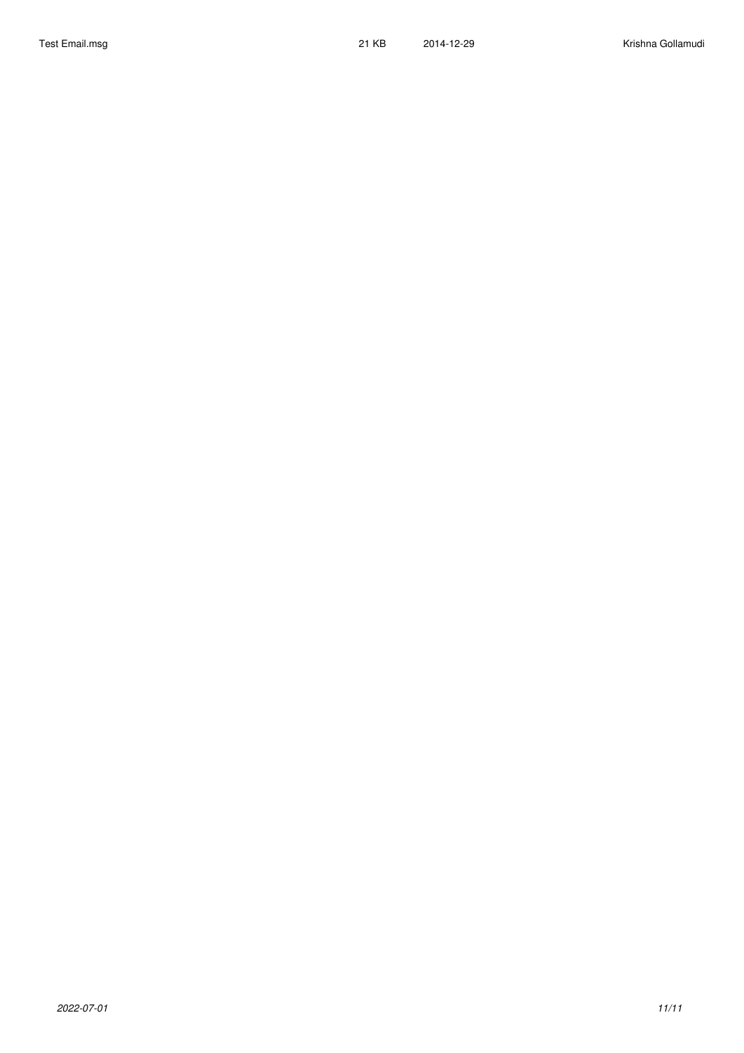| | | | |
|---|---|---|---|
| Test Email.msg | 21 KB | 2014-12-29 | Krishna Gollamudi |